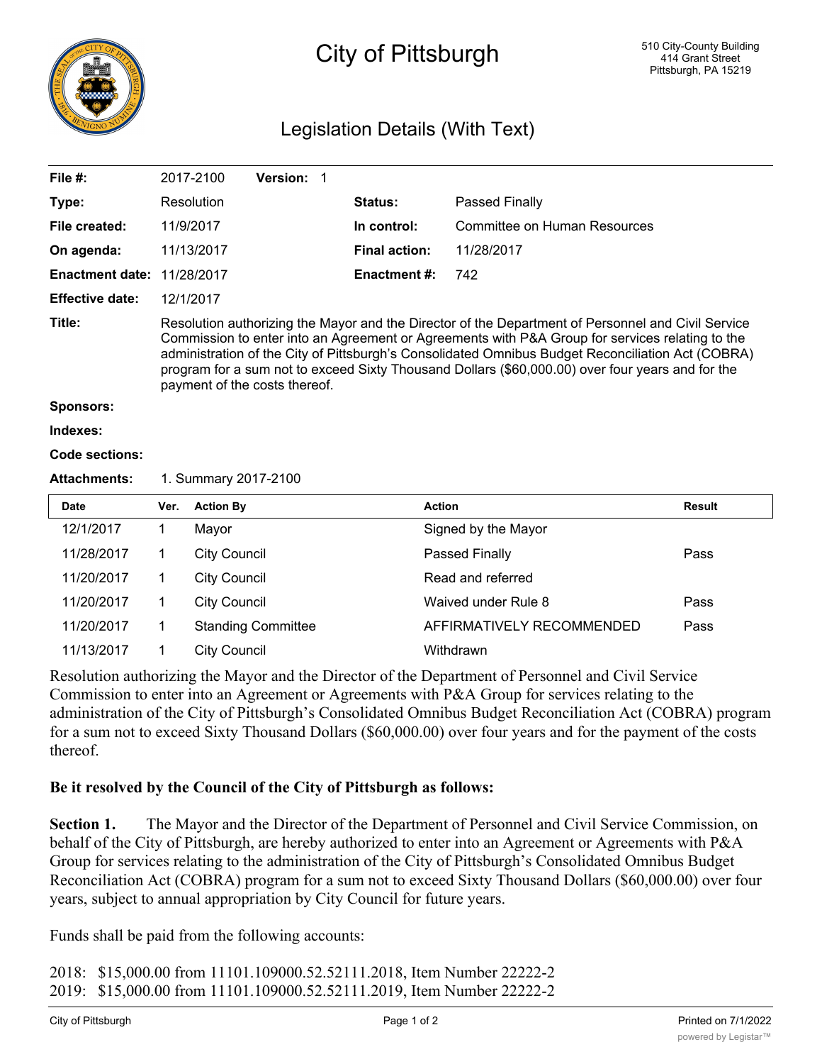# City of Pittsburgh

510 City-County Building
414 Grant Street
Pittsburgh, PA 15219

## Legislation Details (With Text)

| | | | |
|---|---|---|---|
| **File #:** | 2017-2100 **Version:** 1 | | |
| **Type:** | Resolution | **Status:** | Passed Finally |
| **File created:** | 11/9/2017 | **In control:** | Committee on Human Resources |
| **On agenda:** | 11/13/2017 | **Final action:** | 11/28/2017 |
| **Enactment date:** | 11/28/2017 | **Enactment #:** | 742 |
| **Effective date:** | 12/1/2017 | | |

**Title:** Resolution authorizing the Mayor and the Director of the Department of Personnel and Civil Service Commission to enter into an Agreement or Agreements with P&A Group for services relating to the administration of the City of Pittsburgh's Consolidated Omnibus Budget Reconciliation Act (COBRA) program for a sum not to exceed Sixty Thousand Dollars ($60,000.00) over four years and for the payment of the costs thereof.

**Sponsors:**

**Indexes:**

**Code sections:**

**Attachments:** 1. Summary 2017-2100

| Date | Ver. | Action By | Action | Result |
|---|---|---|---|---|
| 12/1/2017 | 1 | Mayor | Signed by the Mayor | |
| 11/28/2017 | 1 | City Council | Passed Finally | Pass |
| 11/20/2017 | 1 | City Council | Read and referred | |
| 11/20/2017 | 1 | City Council | Waived under Rule 8 | Pass |
| 11/20/2017 | 1 | Standing Committee | AFFIRMATIVELY RECOMMENDED | Pass |
| 11/13/2017 | 1 | City Council | Withdrawn | |

Resolution authorizing the Mayor and the Director of the Department of Personnel and Civil Service Commission to enter into an Agreement or Agreements with P&A Group for services relating to the administration of the City of Pittsburgh's Consolidated Omnibus Budget Reconciliation Act (COBRA) program for a sum not to exceed Sixty Thousand Dollars ($60,000.00) over four years and for the payment of the costs thereof.

**Be it resolved by the Council of the City of Pittsburgh as follows:**

**Section 1.** The Mayor and the Director of the Department of Personnel and Civil Service Commission, on behalf of the City of Pittsburgh, are hereby authorized to enter into an Agreement or Agreements with P&A Group for services relating to the administration of the City of Pittsburgh's Consolidated Omnibus Budget Reconciliation Act (COBRA) program for a sum not to exceed Sixty Thousand Dollars ($60,000.00) over four years, subject to annual appropriation by City Council for future years.

Funds shall be paid from the following accounts:

2018: $15,000.00 from 11101.109000.52.52111.2018, Item Number 22222-2
2019: $15,000.00 from 11101.109000.52.52111.2019, Item Number 22222-2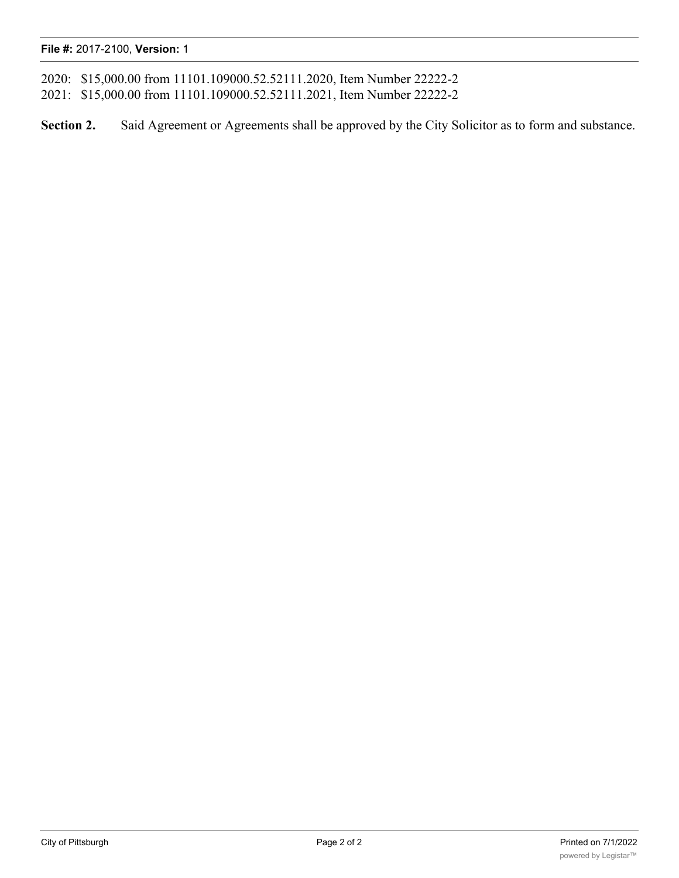2020: $15,000.00 from 11101.109000.52.52111.2020, Item Number 22222-2
2021: $15,000.00 from 11101.109000.52.52111.2021, Item Number 22222-2

**Section 2.** Said Agreement or Agreements shall be approved by the City Solicitor as to form and substance.